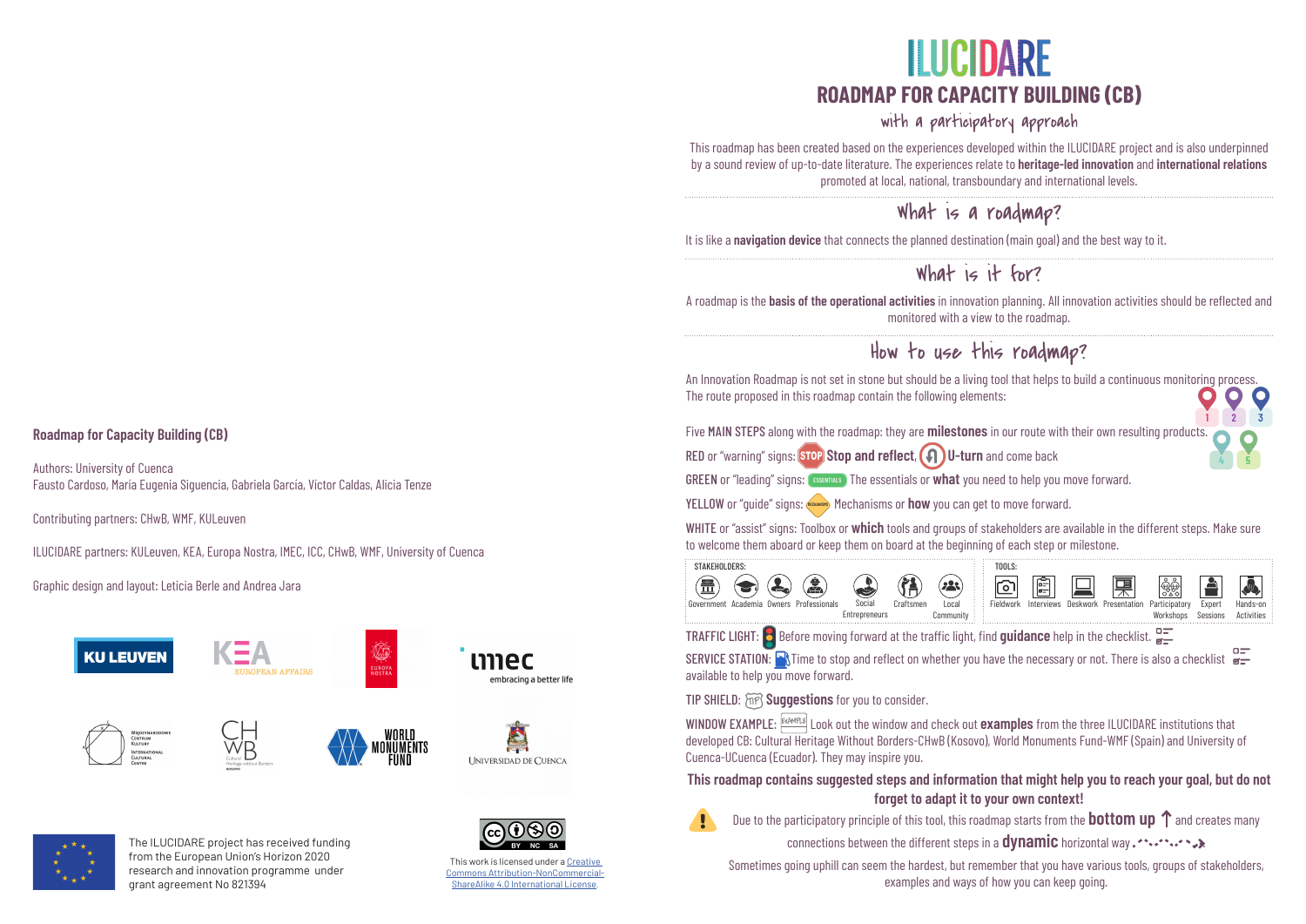# ILUCIDARE

## ROADMAP FOR CAPACITY BUILDING (CB)

### with a participatory approach

This roadmap has been created based on the experiences developed within the ILUCIDARE project and is also underpinned by a sound review of up-to-date literature. The experiences relate to **heritage-led innovation** and **international relations** promoted at local, national, transboundary and international levels.

### What is a roadmap?

It is like a **navigation device** that connects the planned destination (main goal) and the best way to it.

### What is it for?

A roadmap is the **basis of the operational activities** in innovation planning. All innovation activities should be reflected and monitored with a view to the roadmap.

### How to use this roadmap?

An Innovation Roadmap is not set in stone but should be a living tool that helps to build a continuous monitoring process. The route proposed in this roadmap contain the following elements:

Five MAIN STEPS along with the roadmap: they are **milestones** in our route with their own resulting products.

RED or "warning" signs: STOP **Stop and reflect**, **U-turn** and come back

GREEN or "leading" signs: ESSENTIALS The essentials or **what** you need to help you move forward.

YELLOW or "guide" signs: MECHANISMS Mechanisms or **how** you can get to move forward.

WHITE or "assist" signs: Toolbox or **which** tools and groups of stakeholders are available in the different steps. Make sure to welcome them aboard or keep them on board at the beginning of each step or milestone.

STAKEHOLDERS: Government, Academia, Owners, Professionals, Social Entrepreneurs, Craftsmen, Local Community

TOOLS: Fieldwork, Interviews, Deskwork, Presentation, Participatory Workshops, Expert Sessions, Hands-on Activities

TRAFFIC LIGHT: Before moving forward at the traffic light, find **guidance** help in the checklist.

SERVICE STATION: Time to stop and reflect on whether you have the necessary or not. There is also a checklist available to help you move forward.

TIP SHIELD: **Suggestions** for you to consider.

WINDOW EXAMPLE: Look out the window and check out **examples** from the three ILUCIDARE institutions that developed CB: Cultural Heritage Without Borders-CHwB (Kosovo), World Monuments Fund-WMF (Spain) and University of Cuenca-UCuenca (Ecuador). They may inspire you.

**This roadmap contains suggested steps and information that might help you to reach your goal, but do not forget to adapt it to your own context!**

Due to the participatory principle of this tool, this roadmap starts from the **bottom up** and creates many connections between the different steps in a **dynamic** horizontal way.

Sometimes going uphill can seem the hardest, but remember that you have various tools, groups of stakeholders, examples and ways of how you can keep going.

**Roadmap for Capacity Building (CB)**

Authors: University of Cuenca
Fausto Cardoso, María Eugenia Siguencia, Gabriela García, Victor Caldas, Alicia Tenze

Contributing partners: CHwB, WMF, KULeuven

ILUCIDARE partners: KULeuven, KEA, Europa Nostra, IMEC, ICC, CHwB, WMF, University of Cuenca

Graphic design and layout: Leticia Berle and Andrea Jara

The ILUCIDARE project has received funding from the European Union's Horizon 2020 research and innovation programme under grant agreement No 821394

This work is licensed under a Creative Commons Attribution-NonCommercial-ShareAlike 4.0 International License.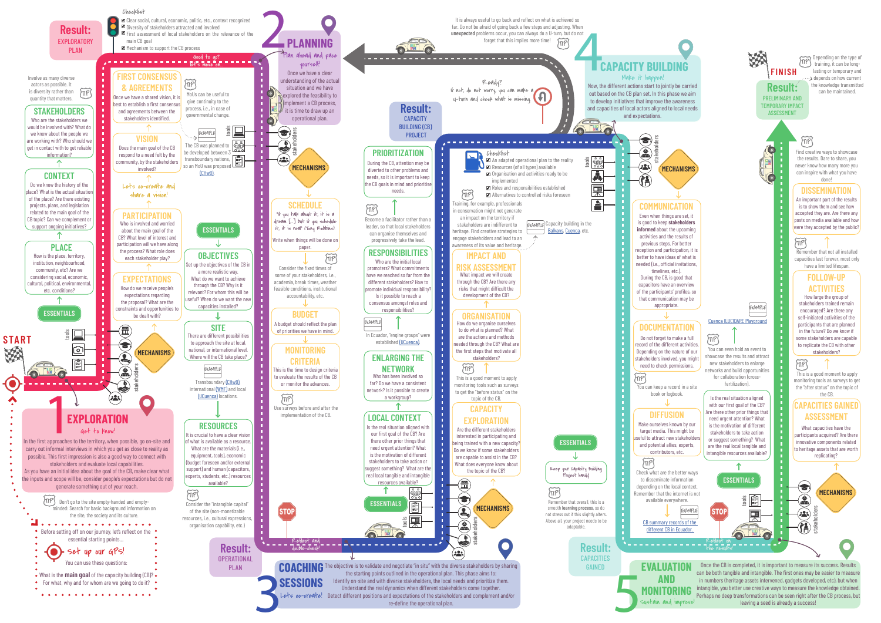# 1 EXPLORATION

*Get to know!*

In the first approaches to the territory, when possible, go on-site and carry out informal interviews in which you get as close to reality as possible. This first impression is also a good way to connect with stakeholders and evaluate local capabilities.
As you have an initial idea about the goal of the CB, make clear what the inputs and scope will be, consider people's expectations but do not generate something out of your reach.

TIP: Don't go to the site empty-handed and empty-minded: Search for basic background information on the site, the society and its culture.

Before setting off on our journey, let's reflect on the essential starting points...

**Set up our GPS!**

You can use these questions:

What is the **main goal** of the capacity building (CB)?
For what, why and for whom are we going to do it?

START

## PLACE

How is the place, territory, institution, neighbourhood, community, etc.? Are we considering social, economic, cultural, political, environmental, etc. conditions?

## CONTEXT

Do we know the history of the place? What is the actual situation of the place? Are there existing projects, plans, and legislation related to the main goal of the CB topic? Can we complement or support ongoing initiatives?

## STAKEHOLDERS

Who are the stakeholders we would be involved with? What do we know about the people we are working with? Who should we get in contact with to get reliable information?

TIP: Involve as many diverse actors as possible. It is diversity rather than quantity that matters.

ESSENTIALS

## EXPECTATIONS

How do we receive people's expectations regarding the proposal? What are the constraints and opportunities to be dealt with?

## PARTICIPATION

Who is involved and worried about the main goal of the CB? What level of interest and participation will we have along the process? What role does each stakeholder play?

*Let's co-create and share a vision!*

## VISION

Does the main goal of the CB respond to a need felt by the community, by the stakeholders involved?

## FIRST CONSENSUS & AGREEMENTS

Once we have a shared vision, it is best to establish a first consensus and agreements between the stakeholders identified.

TIP: MoUs can be useful to give continuity to the process, i.e., in case of governmental change.

EXAMPLE: The CB was planned to be developed between 3 transboundary nations, so an MoU was proposed (CHwB).

tools / stakeholders / MECHANISMS

Checklist

- ☑ Clear social, cultural, economic, politic, etc., context recognized
- ☑ Diversity of stakeholders attracted and involved
- ☑ First assessment of local stakeholders on the relevance of the main CB goal
- ☑ Mechanism to support the CB process

Good to go? Let's move on...

## Result: EXPLORATORY PLAN

# 2 PLANNING

*Plan ahead and pace yourself*

Once we have a clear understanding of the actual situation and we have explored the feasibility to implement a CB process, it is time to draw up an operational plan.

ESSENTIALS

## OBJECTIVES

Set up the objectives of the CB in a more realistic way. What do we want to achieve through the CB? Why is it relevant? For whom this will be useful? When do we want the new capacities installed?

## SITE

There are different possibilities to approach the site at local, national, or international level. Where will the CB take place?

EXAMPLE: Transboundary (CHwB), international (WMF) and local (UCuenca) locations.

## RESOURCES

It is crucial to have a clear vision of what is available as a resource. What are the materials (i.e., equipment, tools), economic (budget foreseen and/or external support) and human (capacitors, experts, students, etc.) resources available?

TIP: Consider the "intangible capital" of the site (non-monetizable resources, i.e., cultural expressions, organisation capability, etc.)

## SCHEDULE

"If you talk about it, it is a dream [...] but if you schedule it, it is real" (Tony Robbins).

Write when things will be done on paper.

TIP: Consider the fixed times of some of your stakeholders, i.e., academia, break times, weather feasible conditions, institutional accountability, etc.

## BUDGET

A budget should reflect the plan of priorities we have in mind.

## MONITORING CRITERIA

This is the time to design criteria to evaluate the results of the CB or monitor the advances.

TIP: Use surveys before and after the implementation of the CB.

MECHANISMS / stakeholders

STOP — Reflect and double-check

## Result: OPERATIONAL PLAN

It is always useful to go back and reflect on what is achieved so far. Do not be afraid of going back a few steps and adjusting. When **unexpected** problems occur, you can always do a U-turn, but do not forget that this implies more time!

Ready? If not, do not worry, you can make a U-turn and check what is missing

## Result: CAPACITY BUILDING (CB) PROJECT

# 3 COACHING SESSIONS

*Let's co-create!*

The objective is to validate and negotiate "in situ" with the diverse stakeholders the starting points outlined in the operational plan. This phase aims to:
Identify on-site and with diverse stakeholders, the local needs and prioritize them.
Understand the real dynamics when different stakeholders come together.
Detect different positions and expectations of the stakeholders and complement and/or re-define the operational plan.

## LOCAL CONTEXT

Is the real situation aligned with our first goal of the CB? Are there other prior things that need urgent attention? What is the motivation of different stakeholders to take action or suggest something? What are the real local tangible and intangible resources available?

## ENLARGING THE NETWORK

Who has been involved so far? Do we have a consistent network? Is it possible to create a workgroup?

EXAMPLE: In Ecuador, "engine groups" were established (UCuenca).

## RESPONSIBILITIES

Who are the initial local promoters? What commitments have we reached so far from the different stakeholders? How to promote individual responsibility? Is it possible to reach a consensus amongst roles and responsibilities?

## PRIORITIZATION

During the CB, attention may be diverted to other problems and needs, so it is important to keep the CB goals in mind and prioritise needs.

TIP: Become a facilitator rather than a leader, so that local stakeholders can organise themselves and progressively take the lead.

ESSENTIALS / tools

Checklist

- ☑ An adapted operational plan to the reality
- ☑ Resources (of all types) available
- ☑ Organisation and activities ready to be implemented
- ☑ Roles and responsibilities established
- ☑ Alternatives to controlled risks foreseen

TIP: Training, for example, professionals in conservation might not generate an impact on the territory if stakeholders are indifferent to heritage. Find creative strategies to engage stakeholders and lead to an awareness of its value and heritage.

EXAMPLE: Capacity building in the Balkans, Cuenca, etc.

## IMPACT AND RISK ASSESSMENT

What impact we will create through the CB? Are there any risks that might difficult the development of the CB?

## ORGANISATION

How do we organise ourselves to do what is planned? What are the actions and methods needed through the CB? What are the first steps that motivate all stakeholders?

TIP: This is a good moment to apply monitoring tools such as surveys to get the "before status" on the topic of the CB.

## CAPACITY EXPLORATION

Are the different stakeholders interested in participating and being trained with a new capacity? Do we know if some stakeholders are capable to assist in the CB? What does everyone know about the topic of the CB?

MECHANISMS / stakeholders

# 4 CAPACITY BUILDING

*Make it happen!*

Now, the different actions start to jointly be carried out based on the CB plan set. In this phase we aim to develop initiatives that improve the awareness and capacities of local actors aligned to local needs and expectations.

tools / stakeholders / MECHANISMS

## COMMUNICATION

Even when things are set, it is good to keep **stakeholders informed** about the upcoming activities and the results of previous steps. For better reception and participation, it is better to have ideas of what is needed (i.e., limited resources, timelines, etc.).
During the CB, it is good that capacitors have an overview of the participants' profiles, so that communication may be appropriate.

## DOCUMENTATION

Do not forget to make a full record of the different activities. Depending on the nature of our stakeholders involved, you might need to check permissions.

TIP: You can keep a record in a site book or logbook.

## DIFFUSION

Make ourselves known by our target media. This might be useful to attract new stakeholders and potential allies, experts, contributors, etc.

TIP: Check what are the better ways to disseminate information depending on the local context. Remember that the internet is not available everywhere.

EXAMPLE: CB summary records of the different CB in Ecuador.

TIP: You can even hold an event to showcase the results and attract new stakeholders to enlarge networks and build opportunities for collaboration (cross-fertilization).

EXAMPLE: Cuenca ILUCIDARE Playground

Is the real situation aligned with our first goal of the CB? Are there other prior things that need urgent attention? What is the motivation of different stakeholders to take action or suggest something? What are the real local tangible and intangible resources available?

ESSENTIALS

*Keep your capacity building Project handy*

TIP: Remember that overall, this is a smooth **learning process**, so do not stress out if this slightly alters. Above all your project needs to be adaptable.

ESSENTIALS

STOP — Reflect on the results

## Result: CAPACITIES GAINED

# 5 EVALUATION AND MONITORING

*Sustain and improve!*

Once the CB is completed, it is important to measure its success. Results can be both tangible and intangible. The first ones may be easier to measure in numbers (heritage assets intervened, gadgets developed, etc.) but when intangible, you better use creative ways to measure the knowledge obtained. Perhaps no deep transformations can be seen right after the CB process, but leaving a seed is already a success!

## CAPACITIES GAINED ASSESSMENT

What capacities have the participants acquired? Are there innovative components related to heritage assets that are worth replicating?

TIP: This is a good moment to apply monitoring tools as surveys to get the "after status" on the topic of the CB.

## FOLLOW-UP ACTIVITIES

How large the group of stakeholders trained remain encouraged? Are there any self-initiated activities of the participants that are planned in the future? Do we know if some stakeholders are capable to replicate the CB with other stakeholders?

TIP: Remember that not all installed capacities last forever, most only have a (likely) lifespan.

## DISSEMINATION

An important part of the results is to show them and see how accepted they are. Are there any posts on media available and how were they accepted by the public?

TIP: Find creative ways to showcase the results. Dare to share, you never know how many more you can inspire with what you have done!

MECHANISMS / stakeholders / tools

FINISH

## Result: PRELIMINARY AND TEMPORARY IMPACT ASSESSMENT

TIP: Depending on the type of training, it can be long-lasting or temporary and depends on how current the knowledge transmitted can be maintained.